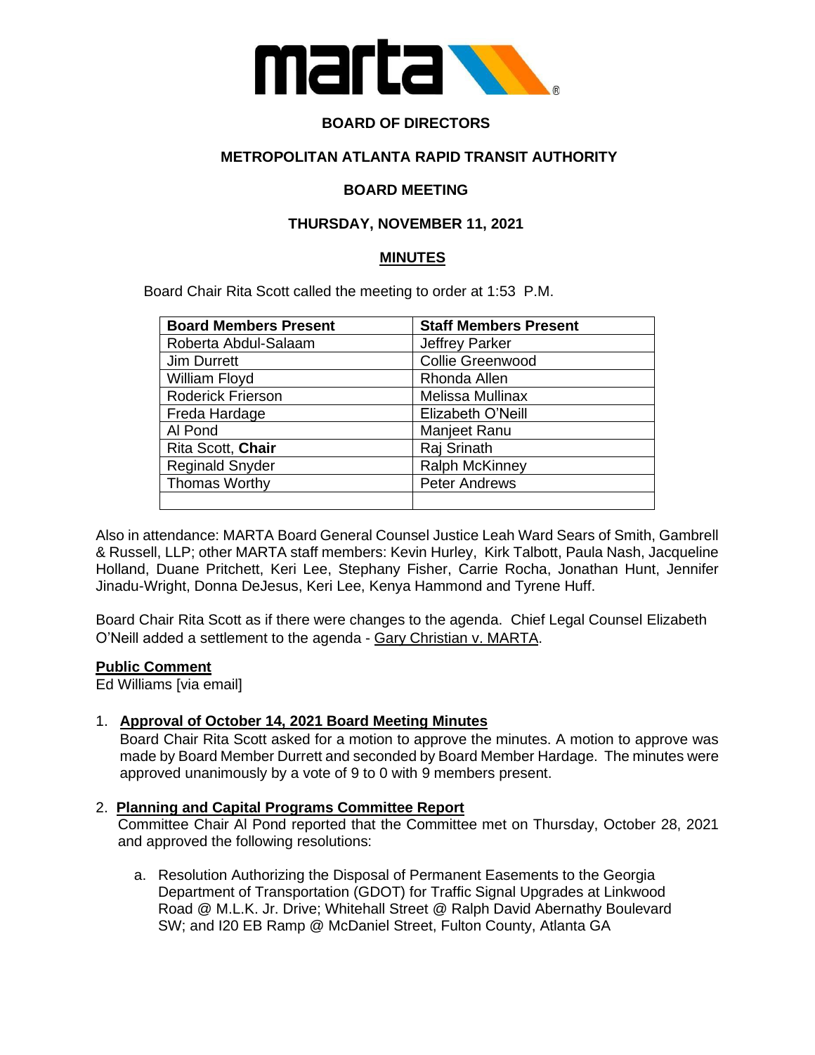**BOARD OF DIRECTORS**

**METROPOLITAN ATLANTA RAPID TRANSIT AUTHORITY**

**BOARD MEETING**

**THURSDAY, NOVEMBER 11, 2021**

**MINUTES**

Board Chair Rita Scott called the meeting to order at 1:53 P.M.

| Board Members Present | Staff Members Present |
|---|---|
| Roberta Abdul-Salaam | Jeffrey Parker |
| Jim Durrett | Collie Greenwood |
| William Floyd | Rhonda Allen |
| Roderick Frierson | Melissa Mullinax |
| Freda Hardage | Elizabeth O'Neill |
| Al Pond | Manjeet Ranu |
| Rita Scott, **Chair** | Raj Srinath |
| Reginald Snyder | Ralph McKinney |
| Thomas Worthy | Peter Andrews |
| | |

Also in attendance: MARTA Board General Counsel Justice Leah Ward Sears of Smith, Gambrell & Russell, LLP; other MARTA staff members: Kevin Hurley, Kirk Talbott, Paula Nash, Jacqueline Holland, Duane Pritchett, Keri Lee, Stephany Fisher, Carrie Rocha, Jonathan Hunt, Jennifer Jinadu-Wright, Donna DeJesus, Keri Lee, Kenya Hammond and Tyrene Huff.

Board Chair Rita Scott as if there were changes to the agenda. Chief Legal Counsel Elizabeth O'Neill added a settlement to the agenda - Gary Christian v. MARTA.

**Public Comment**

Ed Williams [via email]

1. **Approval of October 14, 2021 Board Meeting Minutes**

   Board Chair Rita Scott asked for a motion to approve the minutes. A motion to approve was made by Board Member Durrett and seconded by Board Member Hardage. The minutes were approved unanimously by a vote of 9 to 0 with 9 members present.

2. **Planning and Capital Programs Committee Report**

   Committee Chair Al Pond reported that the Committee met on Thursday, October 28, 2021 and approved the following resolutions:

   a. Resolution Authorizing the Disposal of Permanent Easements to the Georgia Department of Transportation (GDOT) for Traffic Signal Upgrades at Linkwood Road @ M.L.K. Jr. Drive; Whitehall Street @ Ralph David Abernathy Boulevard SW; and I20 EB Ramp @ McDaniel Street, Fulton County, Atlanta GA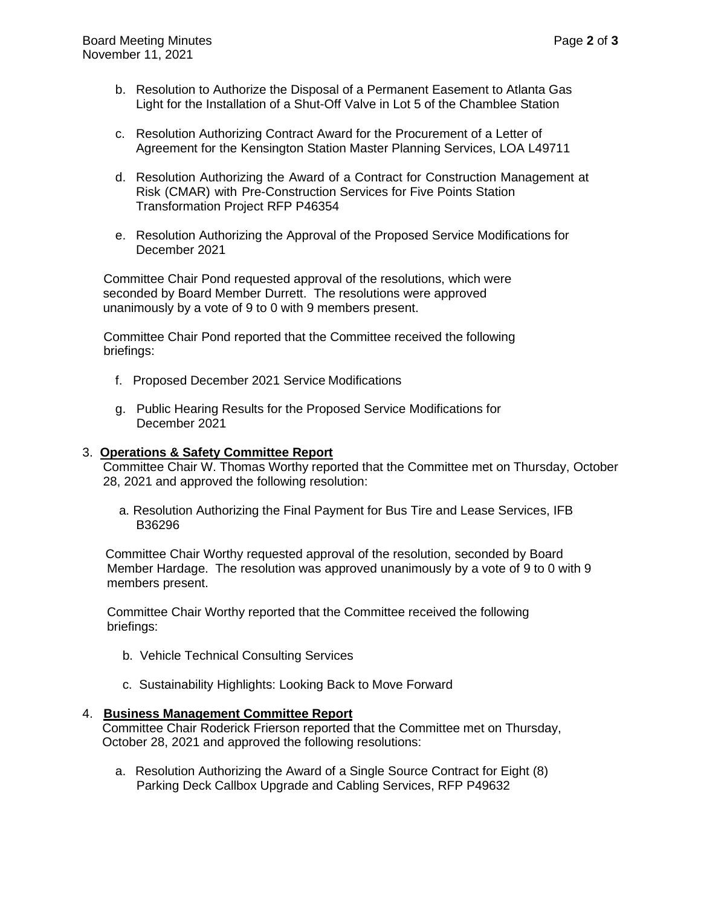b. Resolution to Authorize the Disposal of a Permanent Easement to Atlanta Gas Light for the Installation of a Shut-Off Valve in Lot 5 of the Chamblee Station

c. Resolution Authorizing Contract Award for the Procurement of a Letter of Agreement for the Kensington Station Master Planning Services, LOA L49711

d. Resolution Authorizing the Award of a Contract for Construction Management at Risk (CMAR) with Pre-Construction Services for Five Points Station Transformation Project RFP P46354

e. Resolution Authorizing the Approval of the Proposed Service Modifications for December 2021

Committee Chair Pond requested approval of the resolutions, which were seconded by Board Member Durrett. The resolutions were approved unanimously by a vote of 9 to 0 with 9 members present.

Committee Chair Pond reported that the Committee received the following briefings:

f. Proposed December 2021 Service Modifications

g. Public Hearing Results for the Proposed Service Modifications for December 2021

3. **Operations & Safety Committee Report**

Committee Chair W. Thomas Worthy reported that the Committee met on Thursday, October 28, 2021 and approved the following resolution:

a. Resolution Authorizing the Final Payment for Bus Tire and Lease Services, IFB B36296

Committee Chair Worthy requested approval of the resolution, seconded by Board Member Hardage. The resolution was approved unanimously by a vote of 9 to 0 with 9 members present.

Committee Chair Worthy reported that the Committee received the following briefings:

b. Vehicle Technical Consulting Services

c. Sustainability Highlights: Looking Back to Move Forward

4. **Business Management Committee Report**

Committee Chair Roderick Frierson reported that the Committee met on Thursday, October 28, 2021 and approved the following resolutions:

a. Resolution Authorizing the Award of a Single Source Contract for Eight (8) Parking Deck Callbox Upgrade and Cabling Services, RFP P49632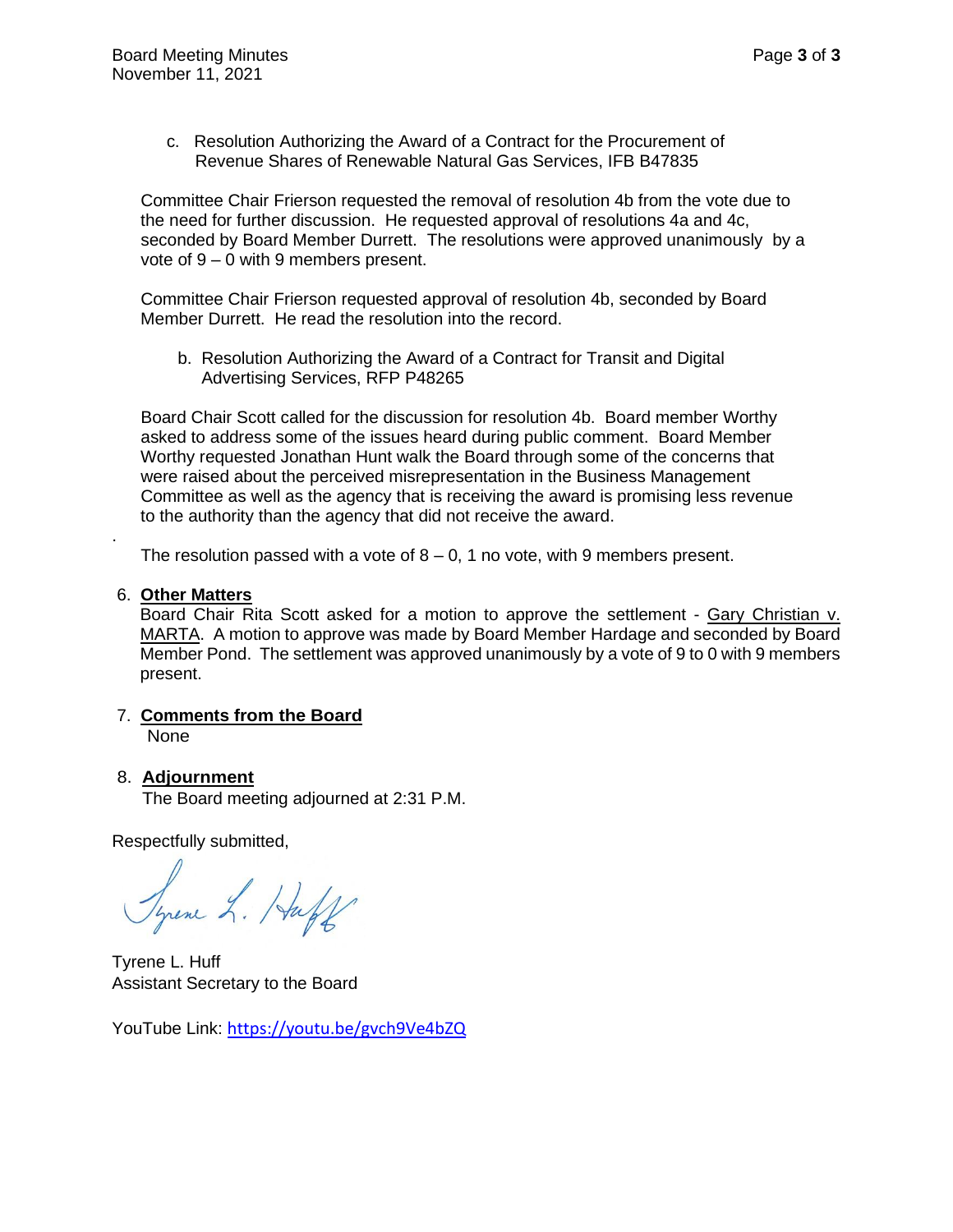c. Resolution Authorizing the Award of a Contract for the Procurement of Revenue Shares of Renewable Natural Gas Services, IFB B47835

Committee Chair Frierson requested the removal of resolution 4b from the vote due to the need for further discussion. He requested approval of resolutions 4a and 4c, seconded by Board Member Durrett. The resolutions were approved unanimously by a vote of 9 – 0 with 9 members present.

Committee Chair Frierson requested approval of resolution 4b, seconded by Board Member Durrett. He read the resolution into the record.

b. Resolution Authorizing the Award of a Contract for Transit and Digital Advertising Services, RFP P48265

Board Chair Scott called for the discussion for resolution 4b. Board member Worthy asked to address some of the issues heard during public comment. Board Member Worthy requested Jonathan Hunt walk the Board through some of the concerns that were raised about the perceived misrepresentation in the Business Management Committee as well as the agency that is receiving the award is promising less revenue to the authority than the agency that did not receive the award.

The resolution passed with a vote of 8 – 0, 1 no vote, with 9 members present.

6. **Other Matters**
   Board Chair Rita Scott asked for a motion to approve the settlement - Gary Christian v. MARTA. A motion to approve was made by Board Member Hardage and seconded by Board Member Pond. The settlement was approved unanimously by a vote of 9 to 0 with 9 members present.

7. **Comments from the Board**
   None

8. **Adjournment**
   The Board meeting adjourned at 2:31 P.M.

Respectfully submitted,

Tyrene L. Huff
Assistant Secretary to the Board

YouTube Link: https://youtu.be/gvch9Ve4bZQ